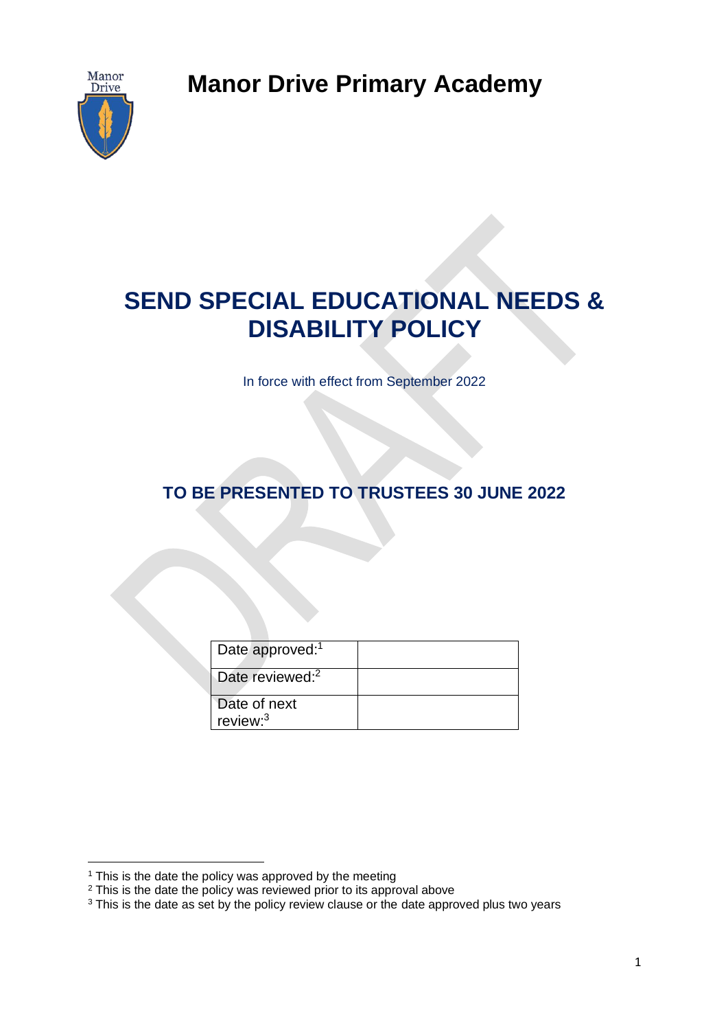# Manor Drive Primary Academy

# SEND SPECIAL EDUCATIONAL NEEDS & DISABILITY POLICY

In force with effect from September 2022

## TO BE PRESENTED TO TRUSTEES 30 JUNE 2022

| Date approved:[1] | |
|---|---|
| Date reviewed:[2] | |
| Date of next review:[3] | |

[1] This is the date the policy was approved by the meeting
[2] This is the date the policy was reviewed prior to its approval above
[3] This is the date as set by the policy review clause or the date approved plus two years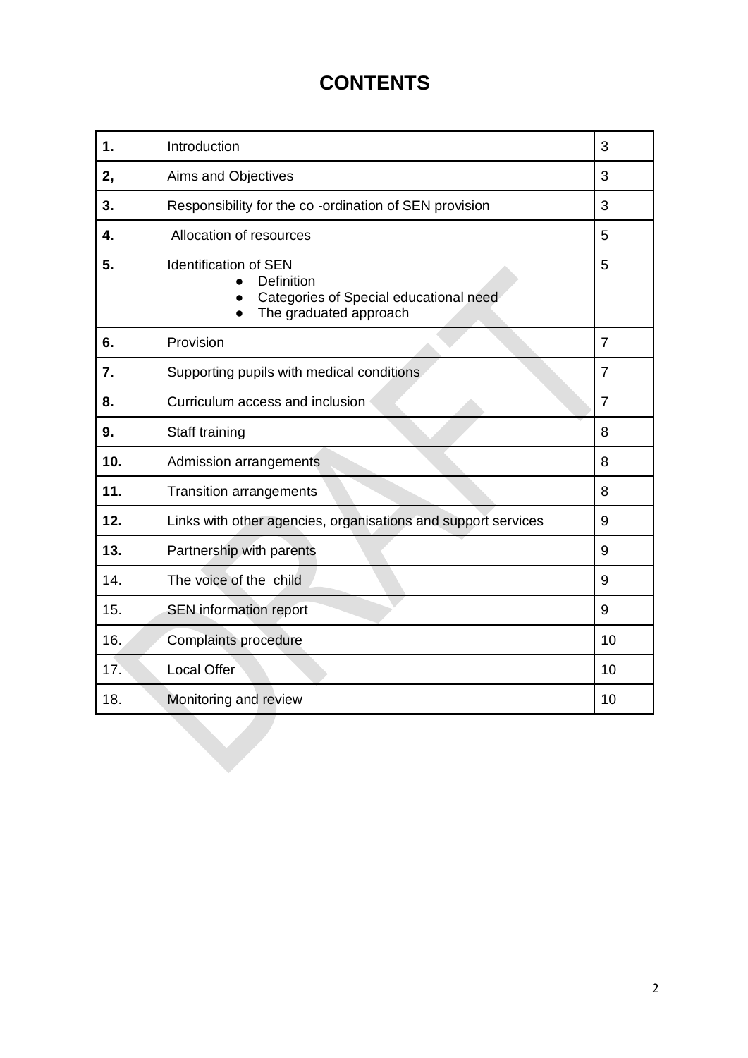# CONTENTS

| | | |
|---|---|---|
| **1.** | Introduction | 3 |
| **2,** | Aims and Objectives | 3 |
| **3.** | Responsibility for the co -ordination of SEN provision | 3 |
| **4.** | Allocation of resources | 5 |
| **5.** | Identification of SEN<br>● Definition<br>● Categories of Special educational need<br>● The graduated approach | 5 |
| **6.** | Provision | 7 |
| **7.** | Supporting pupils with medical conditions | 7 |
| **8.** | Curriculum access and inclusion | 7 |
| **9.** | Staff training | 8 |
| **10.** | Admission arrangements | 8 |
| **11.** | Transition arrangements | 8 |
| **12.** | Links with other agencies, organisations and support services | 9 |
| **13.** | Partnership with parents | 9 |
| 14. | The voice of the child | 9 |
| 15. | SEN information report | 9 |
| 16. | Complaints procedure | 10 |
| 17. | Local Offer | 10 |
| 18. | Monitoring and review | 10 |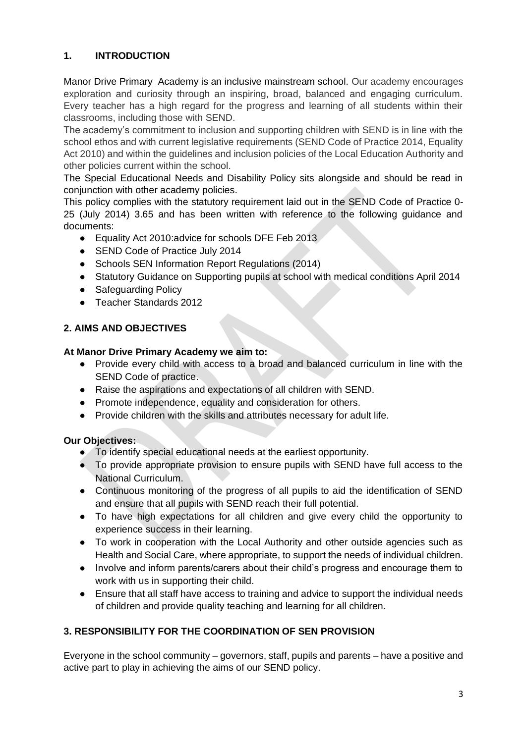## 1. INTRODUCTION

Manor Drive Primary Academy is an inclusive mainstream school. Our academy encourages exploration and curiosity through an inspiring, broad, balanced and engaging curriculum. Every teacher has a high regard for the progress and learning of all students within their classrooms, including those with SEND.

The academy's commitment to inclusion and supporting children with SEND is in line with the school ethos and with current legislative requirements (SEND Code of Practice 2014, Equality Act 2010) and within the guidelines and inclusion policies of the Local Education Authority and other policies current within the school.

The Special Educational Needs and Disability Policy sits alongside and should be read in conjunction with other academy policies.

This policy complies with the statutory requirement laid out in the SEND Code of Practice 0-25 (July 2014) 3.65 and has been written with reference to the following guidance and documents:

- Equality Act 2010:advice for schools DFE Feb 2013
- SEND Code of Practice July 2014
- Schools SEN Information Report Regulations (2014)
- Statutory Guidance on Supporting pupils at school with medical conditions April 2014
- Safeguarding Policy
- Teacher Standards 2012

## 2. AIMS AND OBJECTIVES

**At Manor Drive Primary Academy we aim to:**

- Provide every child with access to a broad and balanced curriculum in line with the SEND Code of practice.
- Raise the aspirations and expectations of all children with SEND.
- Promote independence, equality and consideration for others.
- Provide children with the skills and attributes necessary for adult life.

**Our Objectives:**

- To identify special educational needs at the earliest opportunity.
- To provide appropriate provision to ensure pupils with SEND have full access to the National Curriculum.
- Continuous monitoring of the progress of all pupils to aid the identification of SEND and ensure that all pupils with SEND reach their full potential.
- To have high expectations for all children and give every child the opportunity to experience success in their learning.
- To work in cooperation with the Local Authority and other outside agencies such as Health and Social Care, where appropriate, to support the needs of individual children.
- Involve and inform parents/carers about their child's progress and encourage them to work with us in supporting their child.
- Ensure that all staff have access to training and advice to support the individual needs of children and provide quality teaching and learning for all children.

## 3. RESPONSIBILITY FOR THE COORDINATION OF SEN PROVISION

Everyone in the school community – governors, staff, pupils and parents – have a positive and active part to play in achieving the aims of our SEND policy.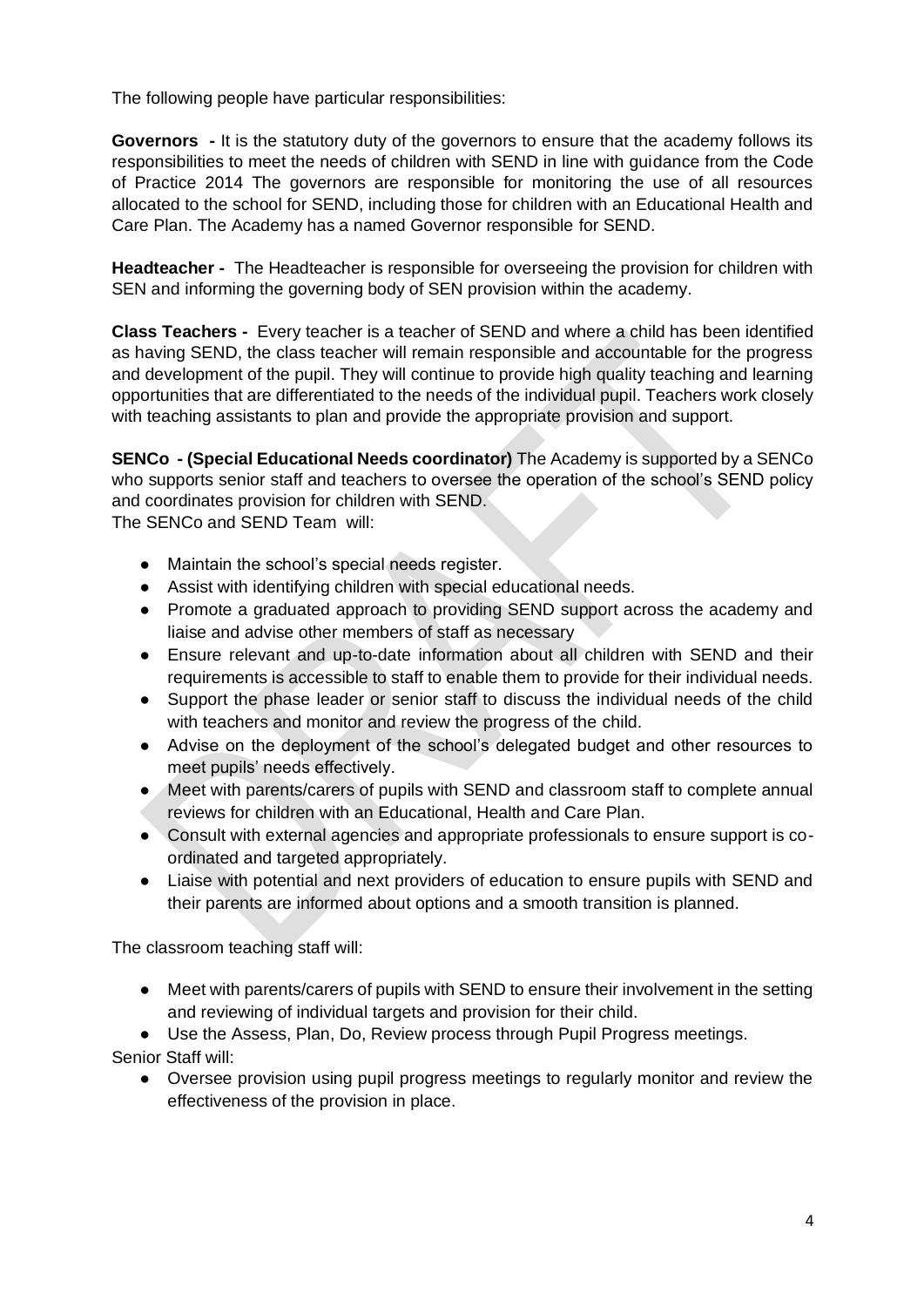The following people have particular responsibilities:

**Governors -** It is the statutory duty of the governors to ensure that the academy follows its responsibilities to meet the needs of children with SEND in line with guidance from the Code of Practice 2014 The governors are responsible for monitoring the use of all resources allocated to the school for SEND, including those for children with an Educational Health and Care Plan. The Academy has a named Governor responsible for SEND.

**Headteacher -** The Headteacher is responsible for overseeing the provision for children with SEN and informing the governing body of SEN provision within the academy.

**Class Teachers -** Every teacher is a teacher of SEND and where a child has been identified as having SEND, the class teacher will remain responsible and accountable for the progress and development of the pupil. They will continue to provide high quality teaching and learning opportunities that are differentiated to the needs of the individual pupil. Teachers work closely with teaching assistants to plan and provide the appropriate provision and support.

**SENCo - (Special Educational Needs coordinator)** The Academy is supported by a SENCo who supports senior staff and teachers to oversee the operation of the school's SEND policy and coordinates provision for children with SEND.
The SENCo and SEND Team will:

- Maintain the school's special needs register.
- Assist with identifying children with special educational needs.
- Promote a graduated approach to providing SEND support across the academy and liaise and advise other members of staff as necessary
- Ensure relevant and up-to-date information about all children with SEND and their requirements is accessible to staff to enable them to provide for their individual needs.
- Support the phase leader or senior staff to discuss the individual needs of the child with teachers and monitor and review the progress of the child.
- Advise on the deployment of the school's delegated budget and other resources to meet pupils' needs effectively.
- Meet with parents/carers of pupils with SEND and classroom staff to complete annual reviews for children with an Educational, Health and Care Plan.
- Consult with external agencies and appropriate professionals to ensure support is co-ordinated and targeted appropriately.
- Liaise with potential and next providers of education to ensure pupils with SEND and their parents are informed about options and a smooth transition is planned.

The classroom teaching staff will:

- Meet with parents/carers of pupils with SEND to ensure their involvement in the setting and reviewing of individual targets and provision for their child.
- Use the Assess, Plan, Do, Review process through Pupil Progress meetings.

Senior Staff will:

- Oversee provision using pupil progress meetings to regularly monitor and review the effectiveness of the provision in place.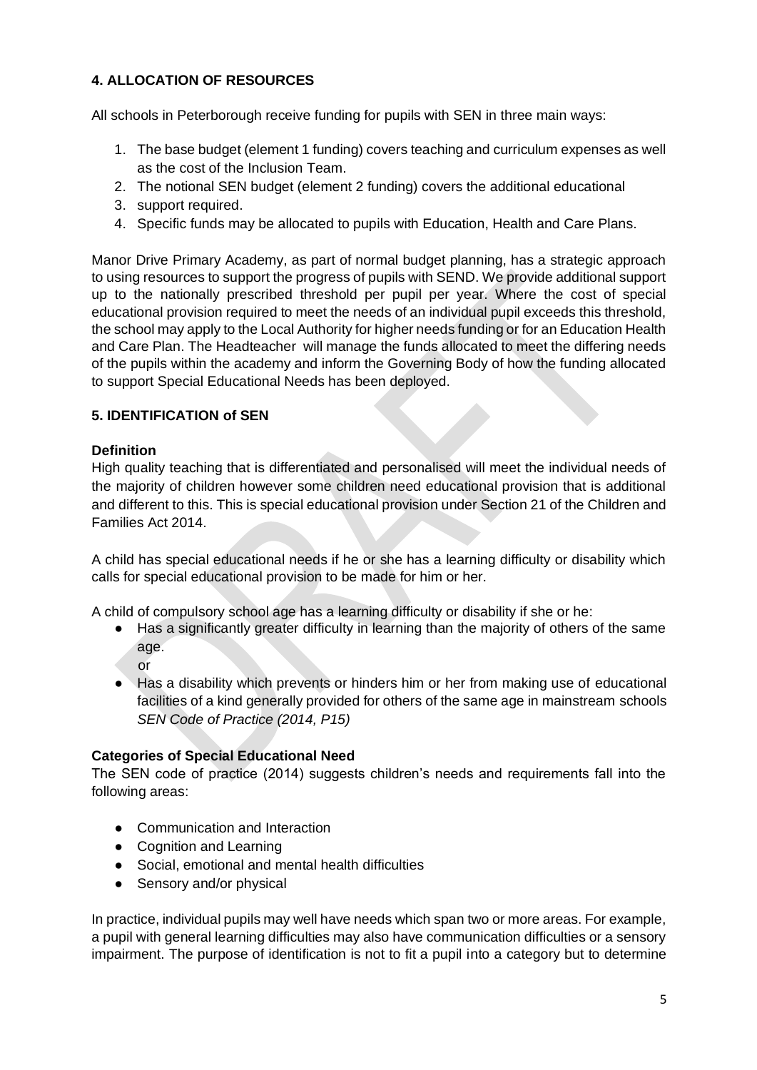## 4. ALLOCATION OF RESOURCES

All schools in Peterborough receive funding for pupils with SEN in three main ways:

1. The base budget (element 1 funding) covers teaching and curriculum expenses as well as the cost of the Inclusion Team.
2. The notional SEN budget (element 2 funding) covers the additional educational
3. support required.
4. Specific funds may be allocated to pupils with Education, Health and Care Plans.

Manor Drive Primary Academy, as part of normal budget planning, has a strategic approach to using resources to support the progress of pupils with SEND. We provide additional support up to the nationally prescribed threshold per pupil per year. Where the cost of special educational provision required to meet the needs of an individual pupil exceeds this threshold, the school may apply to the Local Authority for higher needs funding or for an Education Health and Care Plan. The Headteacher will manage the funds allocated to meet the differing needs of the pupils within the academy and inform the Governing Body of how the funding allocated to support Special Educational Needs has been deployed.

## 5. IDENTIFICATION of SEN

### Definition

High quality teaching that is differentiated and personalised will meet the individual needs of the majority of children however some children need educational provision that is additional and different to this. This is special educational provision under Section 21 of the Children and Families Act 2014.

A child has special educational needs if he or she has a learning difficulty or disability which calls for special educational provision to be made for him or her.

A child of compulsory school age has a learning difficulty or disability if she or he:

- Has a significantly greater difficulty in learning than the majority of others of the same age.
  
  or
- Has a disability which prevents or hinders him or her from making use of educational facilities of a kind generally provided for others of the same age in mainstream schools *SEN Code of Practice (2014, P15)*

### Categories of Special Educational Need

The SEN code of practice (2014) suggests children's needs and requirements fall into the following areas:

- Communication and Interaction
- Cognition and Learning
- Social, emotional and mental health difficulties
- Sensory and/or physical

In practice, individual pupils may well have needs which span two or more areas. For example, a pupil with general learning difficulties may also have communication difficulties or a sensory impairment. The purpose of identification is not to fit a pupil into a category but to determine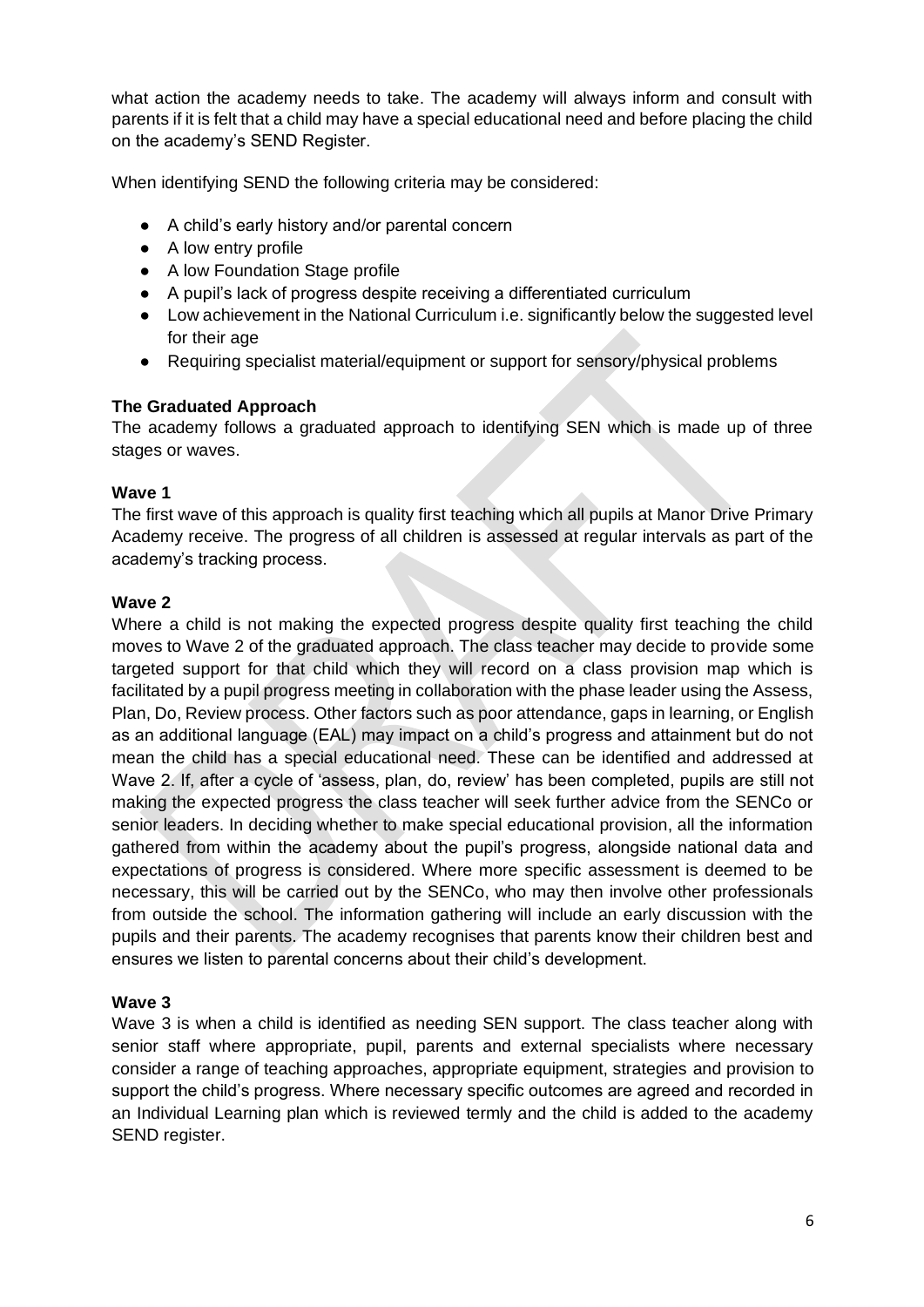what action the academy needs to take. The academy will always inform and consult with parents if it is felt that a child may have a special educational need and before placing the child on the academy's SEND Register.

When identifying SEND the following criteria may be considered:

- A child's early history and/or parental concern
- A low entry profile
- A low Foundation Stage profile
- A pupil's lack of progress despite receiving a differentiated curriculum
- Low achievement in the National Curriculum i.e. significantly below the suggested level for their age
- Requiring specialist material/equipment or support for sensory/physical problems

**The Graduated Approach**

The academy follows a graduated approach to identifying SEN which is made up of three stages or waves.

**Wave 1**

The first wave of this approach is quality first teaching which all pupils at Manor Drive Primary Academy receive. The progress of all children is assessed at regular intervals as part of the academy's tracking process.

**Wave 2**

Where a child is not making the expected progress despite quality first teaching the child moves to Wave 2 of the graduated approach. The class teacher may decide to provide some targeted support for that child which they will record on a class provision map which is facilitated by a pupil progress meeting in collaboration with the phase leader using the Assess, Plan, Do, Review process. Other factors such as poor attendance, gaps in learning, or English as an additional language (EAL) may impact on a child's progress and attainment but do not mean the child has a special educational need. These can be identified and addressed at Wave 2. If, after a cycle of 'assess, plan, do, review' has been completed, pupils are still not making the expected progress the class teacher will seek further advice from the SENCo or senior leaders. In deciding whether to make special educational provision, all the information gathered from within the academy about the pupil's progress, alongside national data and expectations of progress is considered. Where more specific assessment is deemed to be necessary, this will be carried out by the SENCo, who may then involve other professionals from outside the school. The information gathering will include an early discussion with the pupils and their parents. The academy recognises that parents know their children best and ensures we listen to parental concerns about their child's development.

**Wave 3**

Wave 3 is when a child is identified as needing SEN support. The class teacher along with senior staff where appropriate, pupil, parents and external specialists where necessary consider a range of teaching approaches, appropriate equipment, strategies and provision to support the child's progress. Where necessary specific outcomes are agreed and recorded in an Individual Learning plan which is reviewed termly and the child is added to the academy SEND register.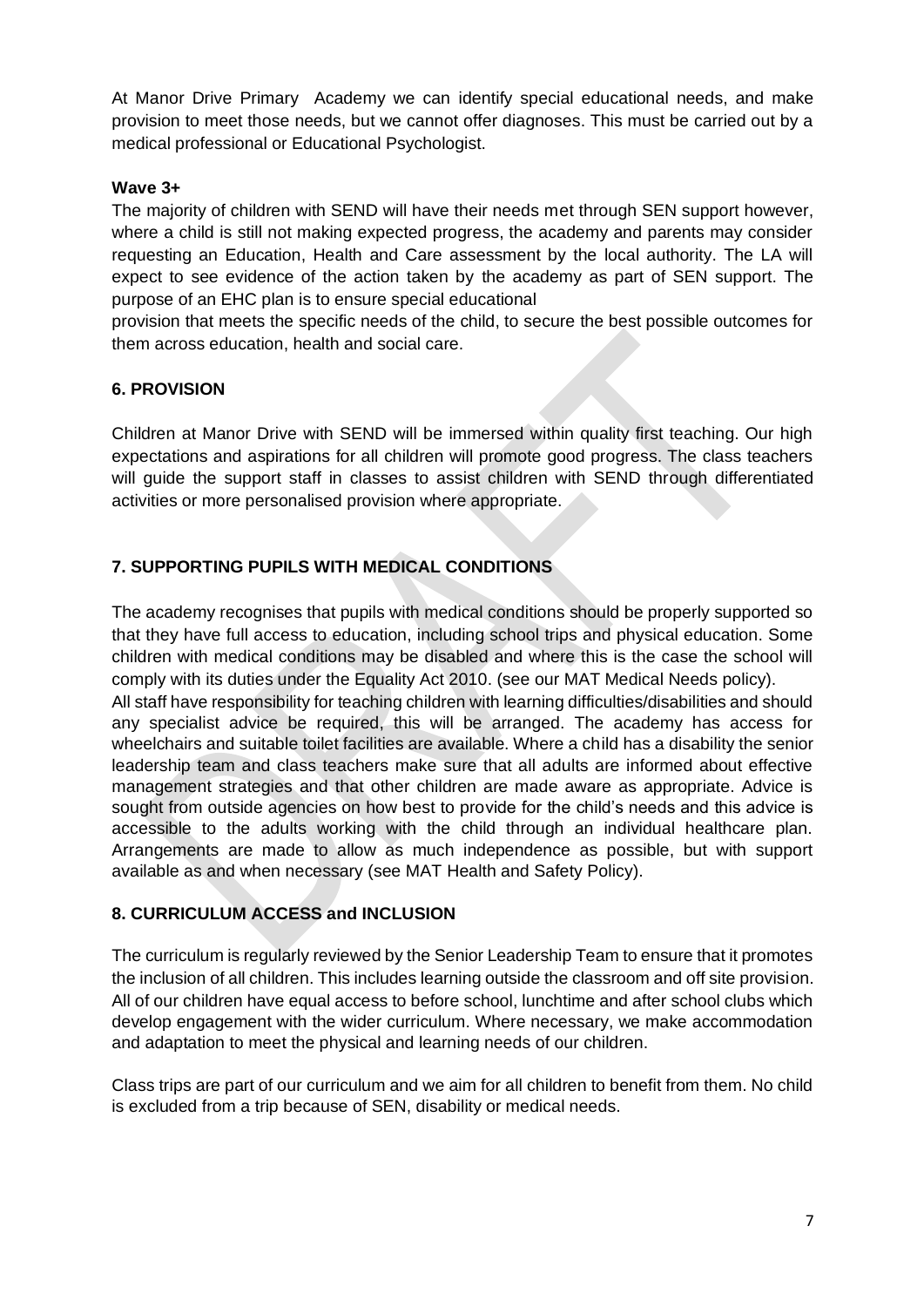At Manor Drive Primary Academy we can identify special educational needs, and make provision to meet those needs, but we cannot offer diagnoses. This must be carried out by a medical professional or Educational Psychologist.

**Wave 3+**

The majority of children with SEND will have their needs met through SEN support however, where a child is still not making expected progress, the academy and parents may consider requesting an Education, Health and Care assessment by the local authority. The LA will expect to see evidence of the action taken by the academy as part of SEN support. The purpose of an EHC plan is to ensure special educational provision that meets the specific needs of the child, to secure the best possible outcomes for them across education, health and social care.

## 6. PROVISION

Children at Manor Drive with SEND will be immersed within quality first teaching. Our high expectations and aspirations for all children will promote good progress. The class teachers will guide the support staff in classes to assist children with SEND through differentiated activities or more personalised provision where appropriate.

## 7. SUPPORTING PUPILS WITH MEDICAL CONDITIONS

The academy recognises that pupils with medical conditions should be properly supported so that they have full access to education, including school trips and physical education. Some children with medical conditions may be disabled and where this is the case the school will comply with its duties under the Equality Act 2010. (see our MAT Medical Needs policy).

All staff have responsibility for teaching children with learning difficulties/disabilities and should any specialist advice be required, this will be arranged. The academy has access for wheelchairs and suitable toilet facilities are available. Where a child has a disability the senior leadership team and class teachers make sure that all adults are informed about effective management strategies and that other children are made aware as appropriate. Advice is sought from outside agencies on how best to provide for the child's needs and this advice is accessible to the adults working with the child through an individual healthcare plan. Arrangements are made to allow as much independence as possible, but with support available as and when necessary (see MAT Health and Safety Policy).

## 8. CURRICULUM ACCESS and INCLUSION

The curriculum is regularly reviewed by the Senior Leadership Team to ensure that it promotes the inclusion of all children. This includes learning outside the classroom and off site provision. All of our children have equal access to before school, lunchtime and after school clubs which develop engagement with the wider curriculum. Where necessary, we make accommodation and adaptation to meet the physical and learning needs of our children.

Class trips are part of our curriculum and we aim for all children to benefit from them. No child is excluded from a trip because of SEN, disability or medical needs.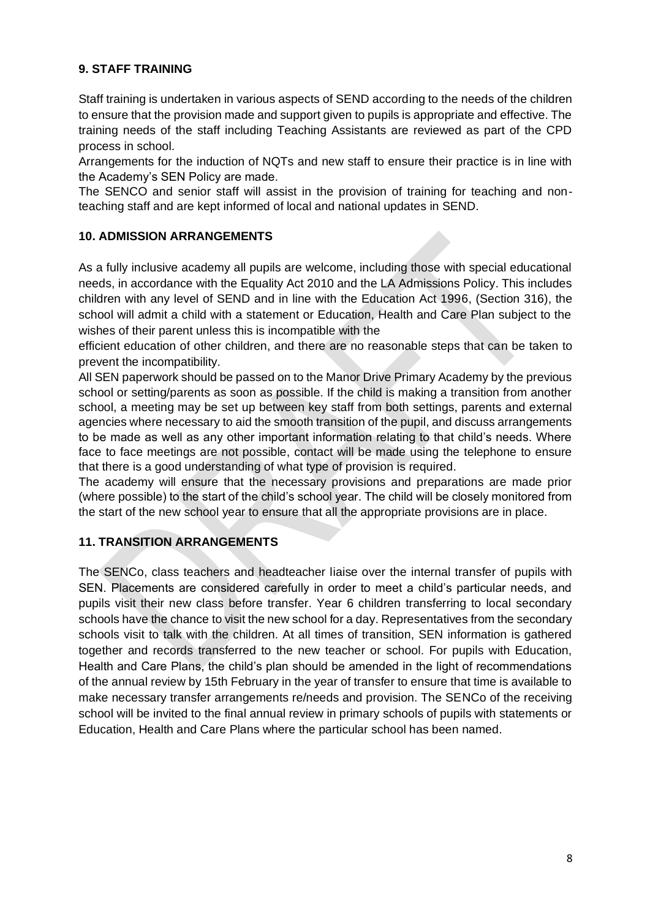## 9. STAFF TRAINING

Staff training is undertaken in various aspects of SEND according to the needs of the children to ensure that the provision made and support given to pupils is appropriate and effective. The training needs of the staff including Teaching Assistants are reviewed as part of the CPD process in school.

Arrangements for the induction of NQTs and new staff to ensure their practice is in line with the Academy's SEN Policy are made.

The SENCO and senior staff will assist in the provision of training for teaching and non-teaching staff and are kept informed of local and national updates in SEND.

## 10. ADMISSION ARRANGEMENTS

As a fully inclusive academy all pupils are welcome, including those with special educational needs, in accordance with the Equality Act 2010 and the LA Admissions Policy. This includes children with any level of SEND and in line with the Education Act 1996, (Section 316), the school will admit a child with a statement or Education, Health and Care Plan subject to the wishes of their parent unless this is incompatible with the efficient education of other children, and there are no reasonable steps that can be taken to prevent the incompatibility.

All SEN paperwork should be passed on to the Manor Drive Primary Academy by the previous school or setting/parents as soon as possible. If the child is making a transition from another school, a meeting may be set up between key staff from both settings, parents and external agencies where necessary to aid the smooth transition of the pupil, and discuss arrangements to be made as well as any other important information relating to that child's needs. Where face to face meetings are not possible, contact will be made using the telephone to ensure that there is a good understanding of what type of provision is required.

The academy will ensure that the necessary provisions and preparations are made prior (where possible) to the start of the child's school year. The child will be closely monitored from the start of the new school year to ensure that all the appropriate provisions are in place.

## 11. TRANSITION ARRANGEMENTS

The SENCo, class teachers and headteacher liaise over the internal transfer of pupils with SEN. Placements are considered carefully in order to meet a child's particular needs, and pupils visit their new class before transfer. Year 6 children transferring to local secondary schools have the chance to visit the new school for a day. Representatives from the secondary schools visit to talk with the children. At all times of transition, SEN information is gathered together and records transferred to the new teacher or school. For pupils with Education, Health and Care Plans, the child's plan should be amended in the light of recommendations of the annual review by 15th February in the year of transfer to ensure that time is available to make necessary transfer arrangements re/needs and provision. The SENCo of the receiving school will be invited to the final annual review in primary schools of pupils with statements or Education, Health and Care Plans where the particular school has been named.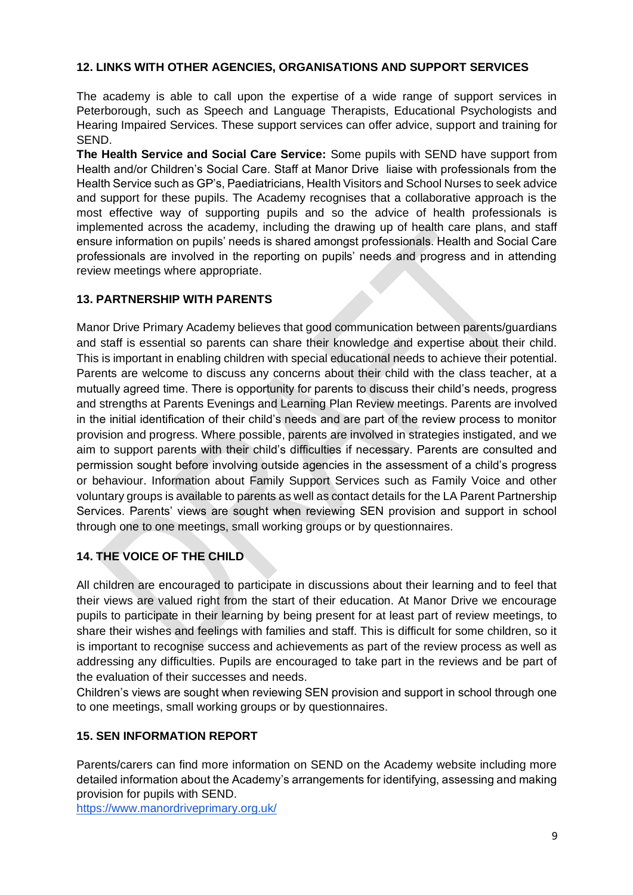## 12. LINKS WITH OTHER AGENCIES, ORGANISATIONS AND SUPPORT SERVICES

The academy is able to call upon the expertise of a wide range of support services in Peterborough, such as Speech and Language Therapists, Educational Psychologists and Hearing Impaired Services. These support services can offer advice, support and training for SEND.

**The Health Service and Social Care Service:** Some pupils with SEND have support from Health and/or Children's Social Care. Staff at Manor Drive liaise with professionals from the Health Service such as GP's, Paediatricians, Health Visitors and School Nurses to seek advice and support for these pupils. The Academy recognises that a collaborative approach is the most effective way of supporting pupils and so the advice of health professionals is implemented across the academy, including the drawing up of health care plans, and staff ensure information on pupils' needs is shared amongst professionals. Health and Social Care professionals are involved in the reporting on pupils' needs and progress and in attending review meetings where appropriate.

## 13. PARTNERSHIP WITH PARENTS

Manor Drive Primary Academy believes that good communication between parents/guardians and staff is essential so parents can share their knowledge and expertise about their child. This is important in enabling children with special educational needs to achieve their potential. Parents are welcome to discuss any concerns about their child with the class teacher, at a mutually agreed time. There is opportunity for parents to discuss their child's needs, progress and strengths at Parents Evenings and Learning Plan Review meetings. Parents are involved in the initial identification of their child's needs and are part of the review process to monitor provision and progress. Where possible, parents are involved in strategies instigated, and we aim to support parents with their child's difficulties if necessary. Parents are consulted and permission sought before involving outside agencies in the assessment of a child's progress or behaviour. Information about Family Support Services such as Family Voice and other voluntary groups is available to parents as well as contact details for the LA Parent Partnership Services. Parents' views are sought when reviewing SEN provision and support in school through one to one meetings, small working groups or by questionnaires.

## 14. THE VOICE OF THE CHILD

All children are encouraged to participate in discussions about their learning and to feel that their views are valued right from the start of their education. At Manor Drive we encourage pupils to participate in their learning by being present for at least part of review meetings, to share their wishes and feelings with families and staff. This is difficult for some children, so it is important to recognise success and achievements as part of the review process as well as addressing any difficulties. Pupils are encouraged to take part in the reviews and be part of the evaluation of their successes and needs.

Children's views are sought when reviewing SEN provision and support in school through one to one meetings, small working groups or by questionnaires.

## 15. SEN INFORMATION REPORT

Parents/carers can find more information on SEND on the Academy website including more detailed information about the Academy's arrangements for identifying, assessing and making provision for pupils with SEND.

https://www.manordriveprimary.org.uk/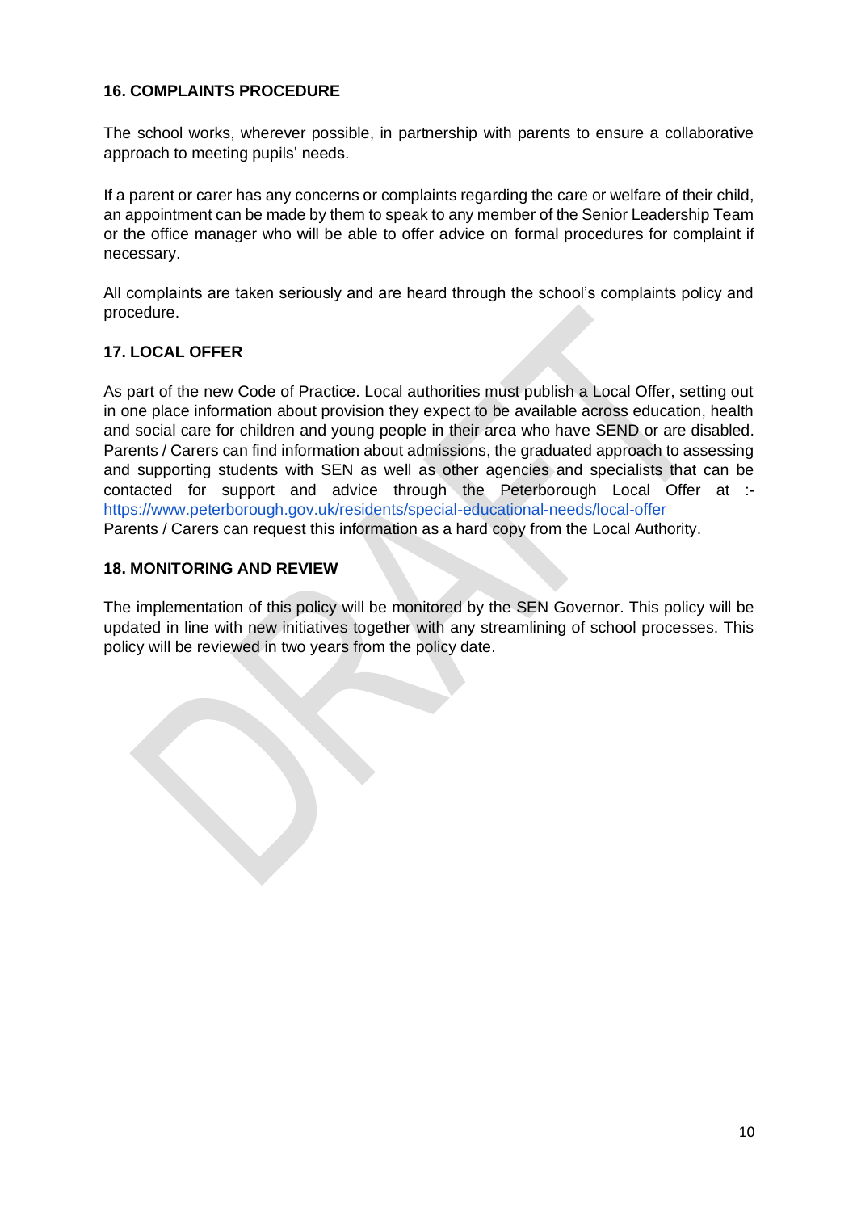## 16. COMPLAINTS PROCEDURE

The school works, wherever possible, in partnership with parents to ensure a collaborative approach to meeting pupils' needs.

If a parent or carer has any concerns or complaints regarding the care or welfare of their child, an appointment can be made by them to speak to any member of the Senior Leadership Team or the office manager who will be able to offer advice on formal procedures for complaint if necessary.

All complaints are taken seriously and are heard through the school's complaints policy and procedure.

## 17. LOCAL OFFER

As part of the new Code of Practice. Local authorities must publish a Local Offer, setting out in one place information about provision they expect to be available across education, health and social care for children and young people in their area who have SEND or are disabled. Parents / Carers can find information about admissions, the graduated approach to assessing and supporting students with SEN as well as other agencies and specialists that can be contacted for support and advice through the Peterborough Local Offer at :- https://www.peterborough.gov.uk/residents/special-educational-needs/local-offer
Parents / Carers can request this information as a hard copy from the Local Authority.

## 18. MONITORING AND REVIEW

The implementation of this policy will be monitored by the SEN Governor. This policy will be updated in line with new initiatives together with any streamlining of school processes. This policy will be reviewed in two years from the policy date.